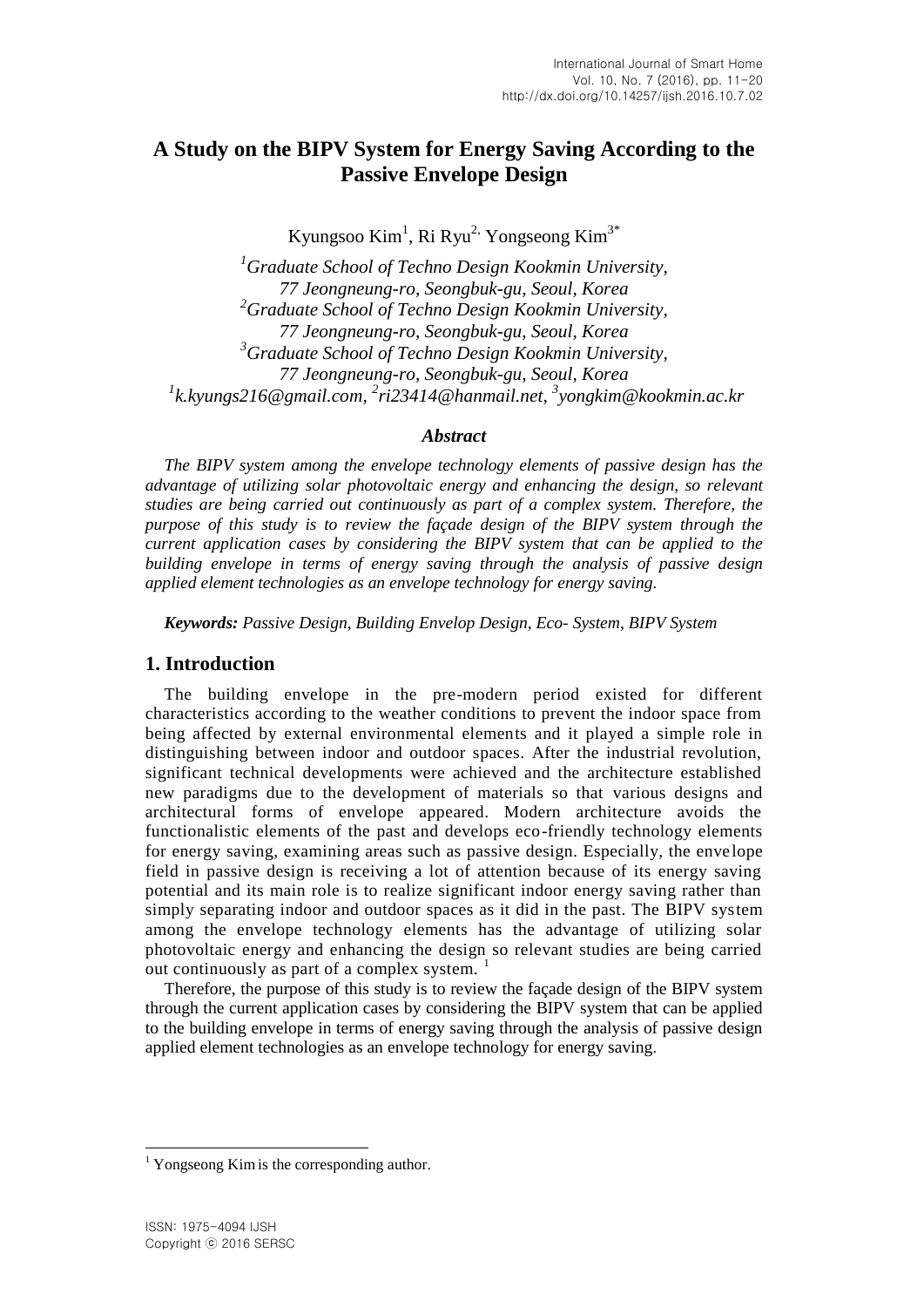# A Study on the BIPV System for Energy Saving According to the Passive Envelope Design

Kyungsoo Kim[1], Ri Ryu[2], Yongseong Kim[3*]

[1]*Graduate School of Techno Design Kookmin University, 77 Jeongneung-ro, Seongbuk-gu, Seoul, Korea*
[2]*Graduate School of Techno Design Kookmin University, 77 Jeongneung-ro, Seongbuk-gu, Seoul, Korea*
[3]*Graduate School of Techno Design Kookmin University, 77 Jeongneung-ro, Seongbuk-gu, Seoul, Korea*
[1]*k.kyungs216@gmail.com*, [2]*ri23414@hanmail.net*, [3]*yongkim@kookmin.ac.kr*

### *Abstract*

*The BIPV system among the envelope technology elements of passive design has the advantage of utilizing solar photovoltaic energy and enhancing the design, so relevant studies are being carried out continuously as part of a complex system. Therefore, the purpose of this study is to review the façade design of the BIPV system through the current application cases by considering the BIPV system that can be applied to the building envelope in terms of energy saving through the analysis of passive design applied element technologies as an envelope technology for energy saving.*

***Keywords:*** *Passive Design, Building Envelop Design, Eco- System, BIPV System*

## 1. Introduction

The building envelope in the pre-modern period existed for different characteristics according to the weather conditions to prevent the indoor space from being affected by external environmental elements and it played a simple role in distinguishing between indoor and outdoor spaces. After the industrial revolution, significant technical developments were achieved and the architecture established new paradigms due to the development of materials so that various designs and architectural forms of envelope appeared. Modern architecture avoids the functionalistic elements of the past and develops eco-friendly technology elements for energy saving, examining areas such as passive design. Especially, the envelope field in passive design is receiving a lot of attention because of its energy saving potential and its main role is to realize significant indoor energy saving rather than simply separating indoor and outdoor spaces as it did in the past. The BIPV system among the envelope technology elements has the advantage of utilizing solar photovoltaic energy and enhancing the design so relevant studies are being carried out continuously as part of a complex system. [1]

Therefore, the purpose of this study is to review the façade design of the BIPV system through the current application cases by considering the BIPV system that can be applied to the building envelope in terms of energy saving through the analysis of passive design applied element technologies as an envelope technology for energy saving.

---

[1] Yongseong Kim is the corresponding author.

ISSN: 1975-4094 IJSH
Copyright ⓒ 2016 SERSC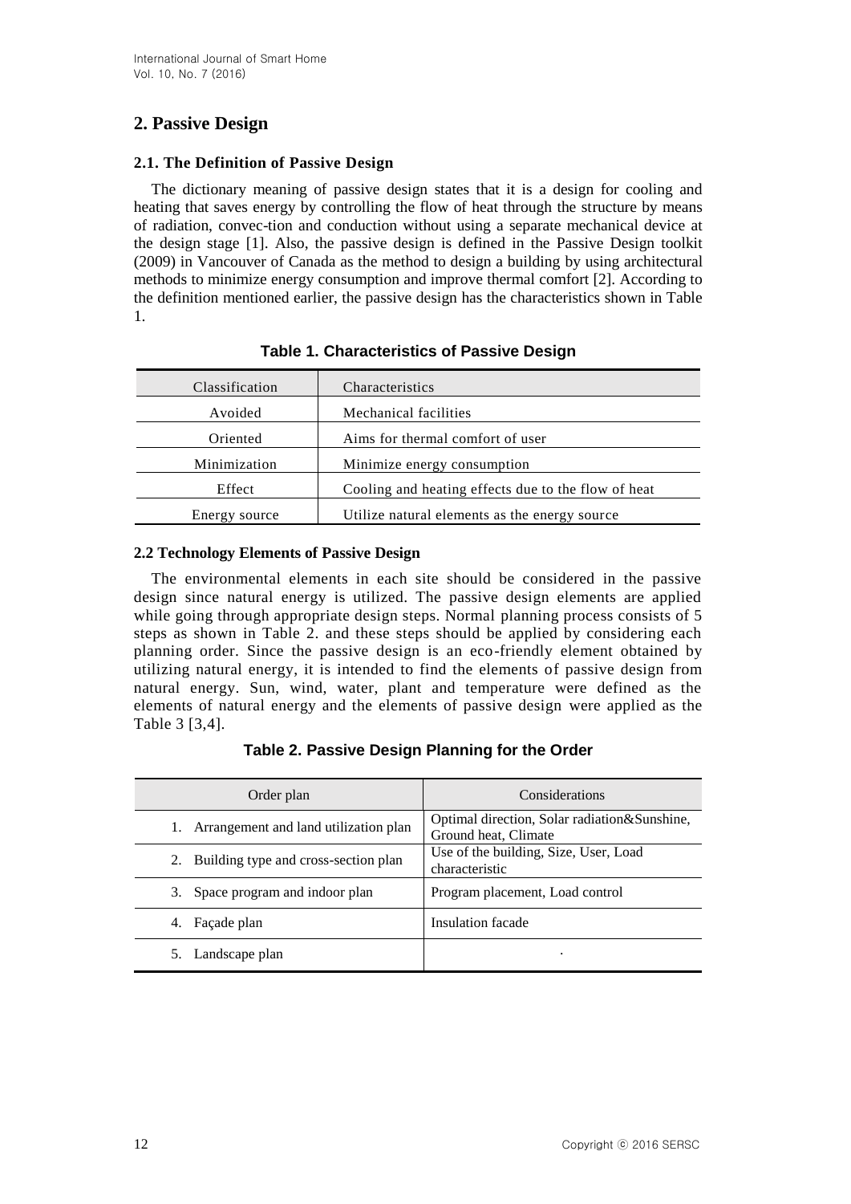## 2. Passive Design

### 2.1. The Definition of Passive Design

The dictionary meaning of passive design states that it is a design for cooling and heating that saves energy by controlling the flow of heat through the structure by means of radiation, convec-tion and conduction without using a separate mechanical device at the design stage [1]. Also, the passive design is defined in the Passive Design toolkit (2009) in Vancouver of Canada as the method to design a building by using architectural methods to minimize energy consumption and improve thermal comfort [2]. According to the definition mentioned earlier, the passive design has the characteristics shown in Table 1.

**Table 1. Characteristics of Passive Design**

| Classification | Characteristics |
|---|---|
| Avoided | Mechanical facilities |
| Oriented | Aims for thermal comfort of user |
| Minimization | Minimize energy consumption |
| Effect | Cooling and heating effects due to the flow of heat |
| Energy source | Utilize natural elements as the energy source |

### 2.2 Technology Elements of Passive Design

The environmental elements in each site should be considered in the passive design since natural energy is utilized. The passive design elements are applied while going through appropriate design steps. Normal planning process consists of 5 steps as shown in Table 2. and these steps should be applied by considering each planning order. Since the passive design is an eco-friendly element obtained by utilizing natural energy, it is intended to find the elements of passive design from natural energy. Sun, wind, water, plant and temperature were defined as the elements of natural energy and the elements of passive design were applied as the Table 3 [3,4].

**Table 2. Passive Design Planning for the Order**

| Order plan | Considerations |
|---|---|
| 1. Arrangement and land utilization plan | Optimal direction, Solar radiation&Sunshine, Ground heat, Climate |
| 2. Building type and cross-section plan | Use of the building, Size, User, Load characteristic |
| 3. Space program and indoor plan | Program placement, Load control |
| 4. Façade plan | Insulation facade |
| 5. Landscape plan | · |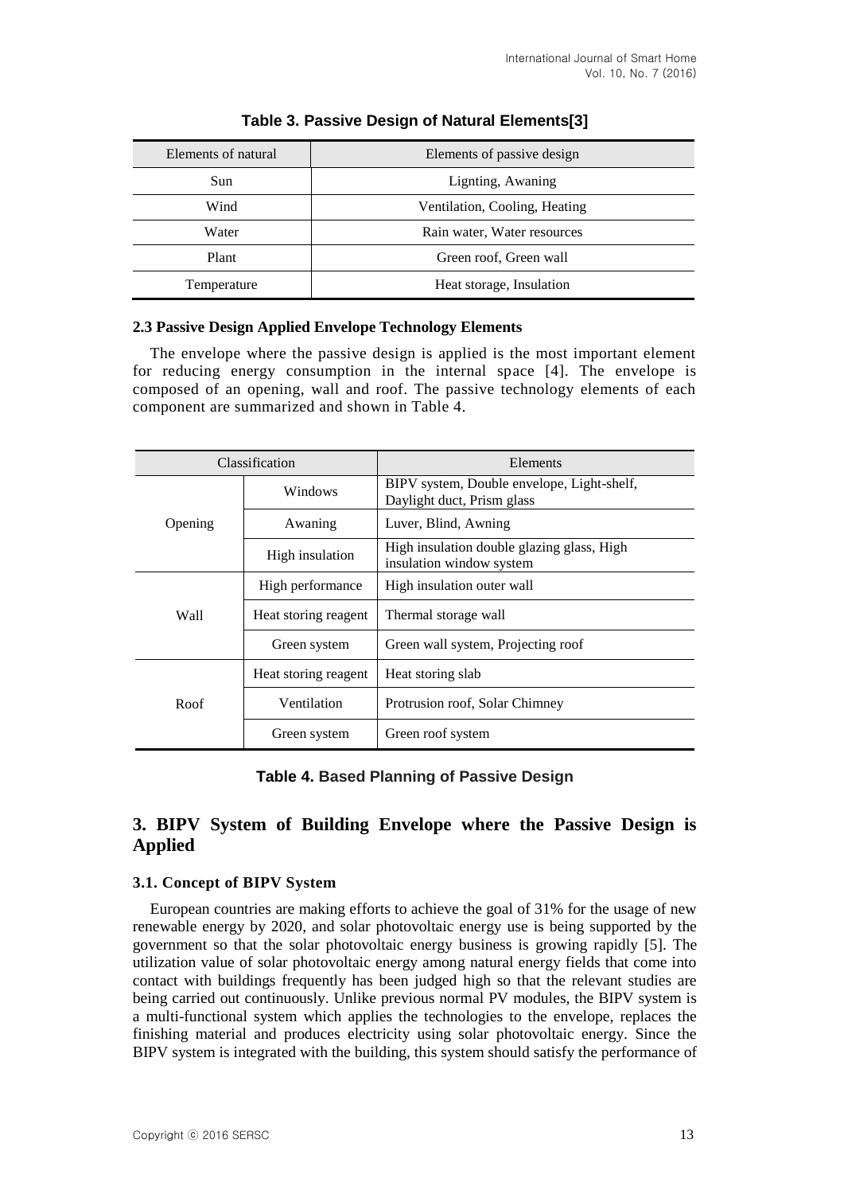**Table 3. Passive Design of Natural Elements[3]**

| Elements of natural | Elements of passive design |
|---|---|
| Sun | Lignting, Awaning |
| Wind | Ventilation, Cooling, Heating |
| Water | Rain water, Water resources |
| Plant | Green roof, Green wall |
| Temperature | Heat storage, Insulation |

### 2.3 Passive Design Applied Envelope Technology Elements

The envelope where the passive design is applied is the most important element for reducing energy consumption in the internal space [4]. The envelope is composed of an opening, wall and roof. The passive technology elements of each component are summarized and shown in Table 4.

| Classification | | Elements |
|---|---|---|
| Opening | Windows | BIPV system, Double envelope, Light-shelf, Daylight duct, Prism glass |
| | Awaning | Luver, Blind, Awning |
| | High insulation | High insulation double glazing glass, High insulation window system |
| Wall | High performance | High insulation outer wall |
| | Heat storing reagent | Thermal storage wall |
| | Green system | Green wall system, Projecting roof |
| Roof | Heat storing reagent | Heat storing slab |
| | Ventilation | Protrusion roof, Solar Chimney |
| | Green system | Green roof system |

**Table 4. Based Planning of Passive Design**

## 3. BIPV System of Building Envelope where the Passive Design is Applied

### 3.1. Concept of BIPV System

European countries are making efforts to achieve the goal of 31% for the usage of new renewable energy by 2020, and solar photovoltaic energy use is being supported by the government so that the solar photovoltaic energy business is growing rapidly [5]. The utilization value of solar photovoltaic energy among natural energy fields that come into contact with buildings frequently has been judged high so that the relevant studies are being carried out continuously. Unlike previous normal PV modules, the BIPV system is a multi-functional system which applies the technologies to the envelope, replaces the finishing material and produces electricity using solar photovoltaic energy. Since the BIPV system is integrated with the building, this system should satisfy the performance of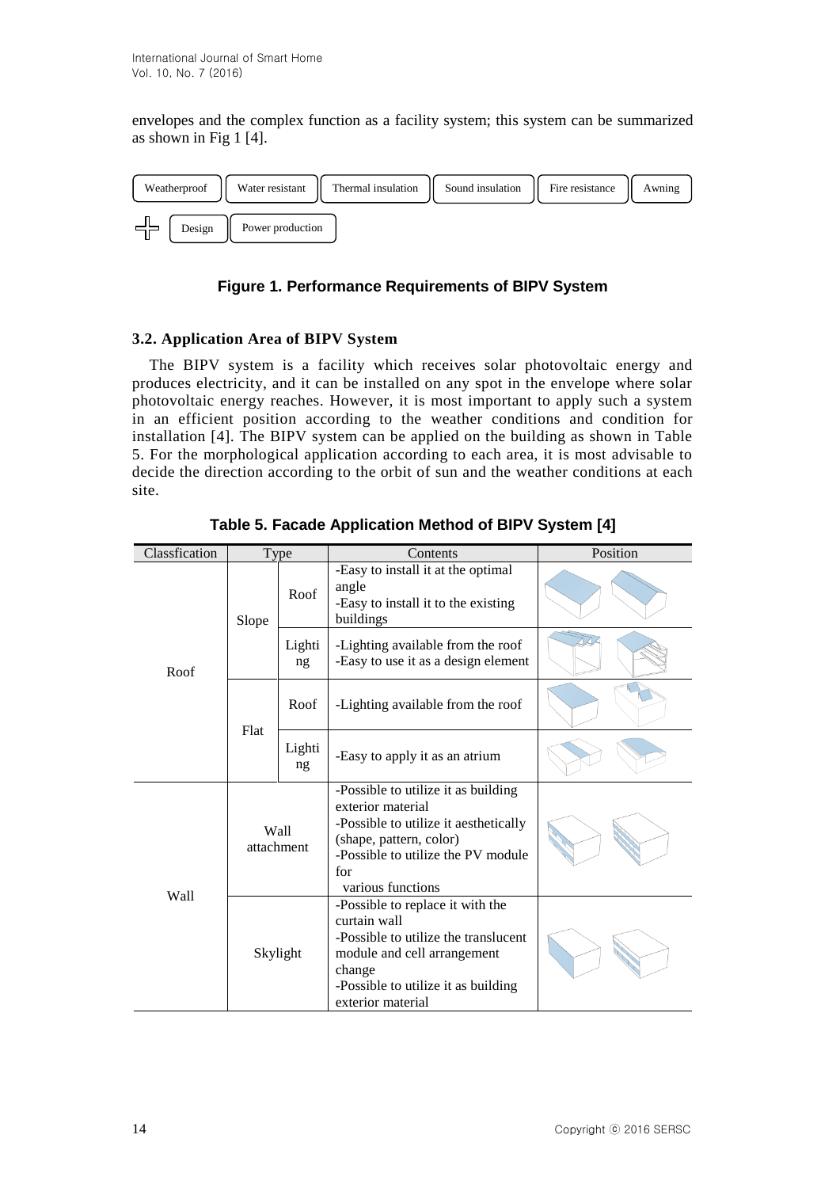envelopes and the complex function as a facility system; this system can be summarized as shown in Fig 1 [4].

Weatherproof | Water resistant | Thermal insulation | Sound insulation | Fire resistance | Awning

+ Design | Power production

**Figure 1. Performance Requirements of BIPV System**

### 3.2. Application Area of BIPV System

The BIPV system is a facility which receives solar photovoltaic energy and produces electricity, and it can be installed on any spot in the envelope where solar photovoltaic energy reaches. However, it is most important to apply such a system in an efficient position according to the weather conditions and condition for installation [4]. The BIPV system can be applied on the building as shown in Table 5. For the morphological application according to each area, it is most advisable to decide the direction according to the orbit of sun and the weather conditions at each site.

**Table 5. Facade Application Method of BIPV System [4]**

| Classfication | Type | | Contents | Position |
|---|---|---|---|---|
| Roof | Slope | Roof | -Easy to install it at the optimal angle<br>-Easy to install it to the existing buildings | |
| | | Lighting | -Lighting available from the roof<br>-Easy to use it as a design element | |
| | Flat | Roof | -Lighting available from the roof | |
| | | Lighting | -Easy to apply it as an atrium | |
| Wall | Wall attachment | | -Possible to utilize it as building exterior material<br>-Possible to utilize it aesthetically (shape, pattern, color)<br>-Possible to utilize the PV module for various functions | |
| | Skylight | | -Possible to replace it with the curtain wall<br>-Possible to utilize the translucent module and cell arrangement change<br>-Possible to utilize it as building exterior material | |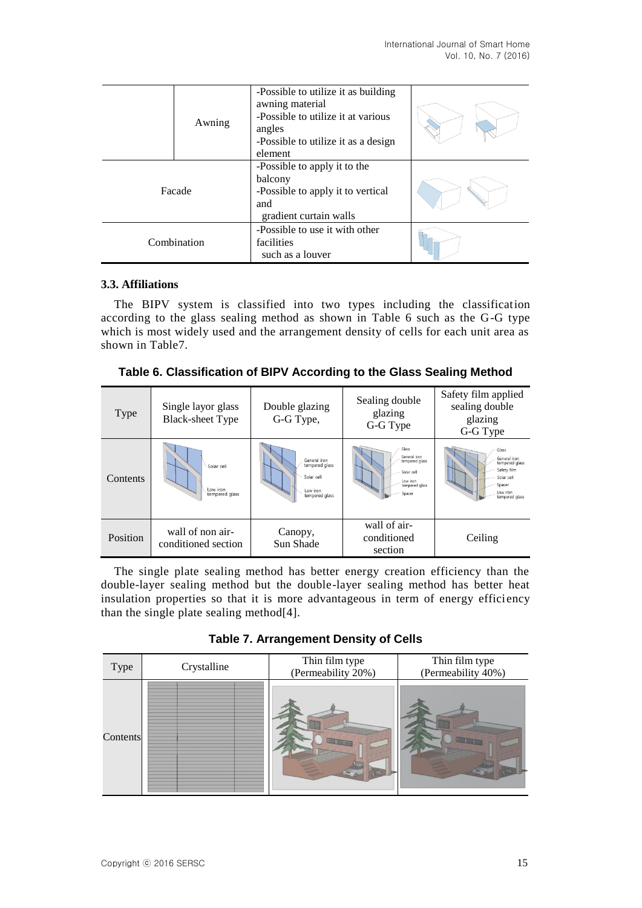| | | | |
|---|---|---|---|
| | Awning | -Possible to utilize it as building awning material<br>-Possible to utilize it at various angles<br>-Possible to utilize it as a design element | |
| Facade | | -Possible to apply it to the balcony<br>-Possible to apply it to vertical and gradient curtain walls | |
| Combination | | -Possible to use it with other facilities such as a louver | |

### 3.3. Affiliations

The BIPV system is classified into two types including the classification according to the glass sealing method as shown in Table 6 such as the G-G type which is most widely used and the arrangement density of cells for each unit area as shown in Table7.

**Table 6. Classification of BIPV According to the Glass Sealing Method**

| Type | Single layor glass Black-sheet Type | Double glazing G-G Type, | Sealing double glazing G-G Type | Safety film applied sealing double glazing G-G Type |
|---|---|---|---|---|
| Contents | Solar cell<br>Low iron tempered glass | General iron tempered glass<br>Solar cell<br>Low iron tempered glass | Glass<br>General iron tempered glass<br>Solar cell<br>Low iron tempered glass<br>Spacer | Glass<br>General iron tempered glass<br>Safety film<br>Solar cell<br>Spacer<br>Low iron tempered glass |
| Position | wall of non air-conditioned section | Canopy, Sun Shade | wall of air-conditioned section | Ceiling |

The single plate sealing method has better energy creation efficiency than the double-layer sealing method but the double-layer sealing method has better heat insulation properties so that it is more advantageous in term of energy efficiency than the single plate sealing method[4].

**Table 7. Arrangement Density of Cells**

| Type | Crystalline | Thin film type (Permeability 20%) | Thin film type (Permeability 40%) |
|---|---|---|---|
| Contents | | | |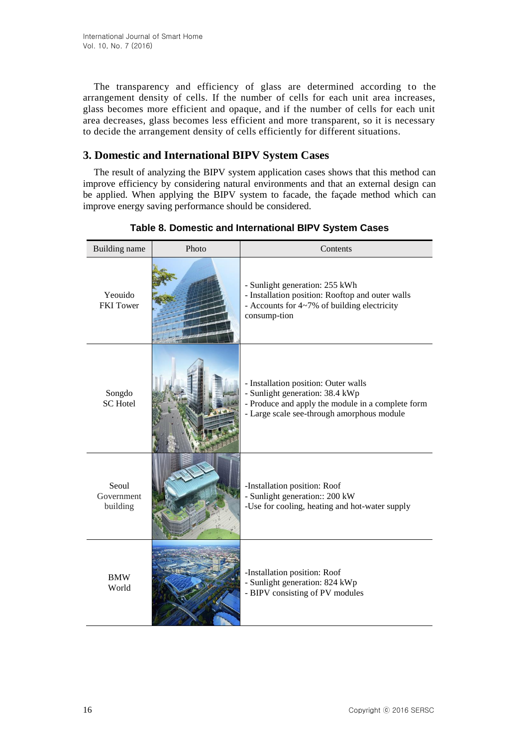The transparency and efficiency of glass are determined according to the arrangement density of cells. If the number of cells for each unit area increases, glass becomes more efficient and opaque, and if the number of cells for each unit area decreases, glass becomes less efficient and more transparent, so it is necessary to decide the arrangement density of cells efficiently for different situations.

## 3. Domestic and International BIPV System Cases

The result of analyzing the BIPV system application cases shows that this method can improve efficiency by considering natural environments and that an external design can be applied. When applying the BIPV system to facade, the façade method which can improve energy saving performance should be considered.

**Table 8. Domestic and International BIPV System Cases**

| Building name | Photo | Contents |
|---|---|---|
| Yeouido FKI Tower | | - Sunlight generation: 255 kWh<br>- Installation position: Rooftop and outer walls<br>- Accounts for 4~7% of building electricity consump-tion |
| Songdo SC Hotel | | - Installation position: Outer walls<br>- Sunlight generation: 38.4 kWp<br>- Produce and apply the module in a complete form<br>- Large scale see-through amorphous module |
| Seoul Government building | | -Installation position: Roof<br>- Sunlight generation:: 200 kW<br>-Use for cooling, heating and hot-water supply |
| BMW World | | -Installation position: Roof<br>- Sunlight generation: 824 kWp<br>- BIPV consisting of PV modules |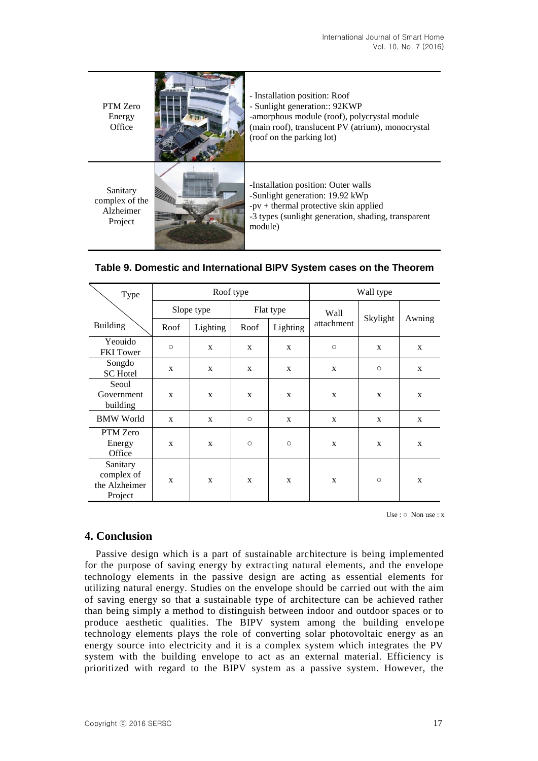| | | |
|---|---|---|
| PTM Zero Energy Office | | - Installation position: Roof<br>- Sunlight generation:: 92KWP<br>-amorphous module (roof), polycrystal module (main roof), translucent PV (atrium), monocrystal (roof on the parking lot) |
| Sanitary complex of the Alzheimer Project | | -Installation position: Outer walls<br>-Sunlight generation: 19.92 kWp<br>-pv + thermal protective skin applied<br>-3 types (sunlight generation, shading, transparent module) |

**Table 9. Domestic and International BIPV System cases on the Theorem**

| Type / Building | Roof type | | | | Wall type | | |
|---|---|---|---|---|---|---|---|
| | Slope type | | Flat type | | Wall attachment | Skylight | Awning |
| | Roof | Lighting | Roof | Lighting | | | |
| Yeouido FKI Tower | ○ | x | x | x | ○ | x | x |
| Songdo SC Hotel | x | x | x | x | x | ○ | x |
| Seoul Government building | x | x | x | x | x | x | x |
| BMW World | x | x | ○ | x | x | x | x |
| PTM Zero Energy Office | x | x | ○ | ○ | x | x | x |
| Sanitary complex of the Alzheimer Project | x | x | x | x | x | ○ | x |

Use : ○ Non use : x

## 4. Conclusion

Passive design which is a part of sustainable architecture is being implemented for the purpose of saving energy by extracting natural elements, and the envelope technology elements in the passive design are acting as essential elements for utilizing natural energy. Studies on the envelope should be carried out with the aim of saving energy so that a sustainable type of architecture can be achieved rather than being simply a method to distinguish between indoor and outdoor spaces or to produce aesthetic qualities. The BIPV system among the building envelope technology elements plays the role of converting solar photovoltaic energy as an energy source into electricity and it is a complex system which integrates the PV system with the building envelope to act as an external material. Efficiency is prioritized with regard to the BIPV system as a passive system. However, the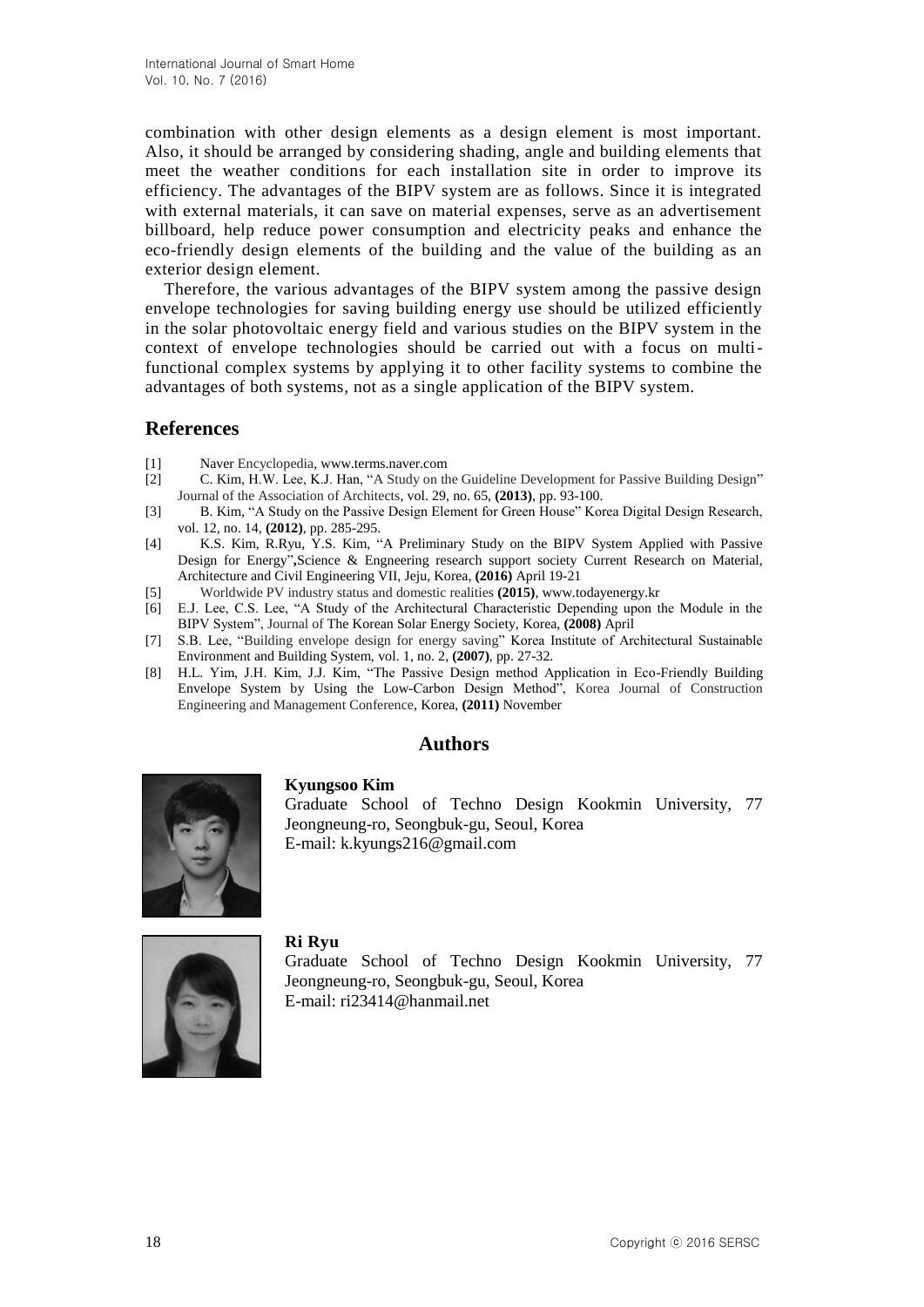combination with other design elements as a design element is most important. Also, it should be arranged by considering shading, angle and building elements that meet the weather conditions for each installation site in order to improve its efficiency. The advantages of the BIPV system are as follows. Since it is integrated with external materials, it can save on material expenses, serve as an advertisement billboard, help reduce power consumption and electricity peaks and enhance the eco-friendly design elements of the building and the value of the building as an exterior design element.

Therefore, the various advantages of the BIPV system among the passive design envelope technologies for saving building energy use should be utilized efficiently in the solar photovoltaic energy field and various studies on the BIPV system in the context of envelope technologies should be carried out with a focus on multi-functional complex systems by applying it to other facility systems to combine the advantages of both systems, not as a single application of the BIPV system.

## References

[1] Naver Encyclopedia, www.terms.naver.com

[2] C. Kim, H.W. Lee, K.J. Han, "A Study on the Guideline Development for Passive Building Design" Journal of the Association of Architects, vol. 29, no. 65, **(2013)**, pp. 93-100.

[3] B. Kim, "A Study on the Passive Design Element for Green House" Korea Digital Design Research, vol. 12, no. 14, **(2012)**, pp. 285-295.

[4] K.S. Kim, R.Ryu, Y.S. Kim, "A Preliminary Study on the BIPV System Applied with Passive Design for Energy"**,**Science & Engineering research support society Current Research on Material, Architecture and Civil Engineering VII, Jeju, Korea, **(2016)** April 19-21

[5] Worldwide PV industry status and domestic realities **(2015)**, www.todayenergy.kr

[6] E.J. Lee, C.S. Lee, "A Study of the Architectural Characteristic Depending upon the Module in the BIPV System", Journal of The Korean Solar Energy Society, Korea, **(2008)** April

[7] S.B. Lee, "Building envelope design for energy saving" Korea Institute of Architectural Sustainable Environment and Building System, vol. 1, no. 2, **(2007)**, pp. 27-32.

[8] H.L. Yim, J.H. Kim, J.J. Kim, "The Passive Design method Application in Eco-Friendly Building Envelope System by Using the Low-Carbon Design Method", Korea Journal of Construction Engineering and Management Conference, Korea, **(2011)** November

## Authors

**Kyungsoo Kim**
Graduate School of Techno Design Kookmin University, 77 Jeongneung-ro, Seongbuk-gu, Seoul, Korea
E-mail: k.kyungs216@gmail.com

**Ri Ryu**
Graduate School of Techno Design Kookmin University, 77 Jeongneung-ro, Seongbuk-gu, Seoul, Korea
E-mail: ri23414@hanmail.net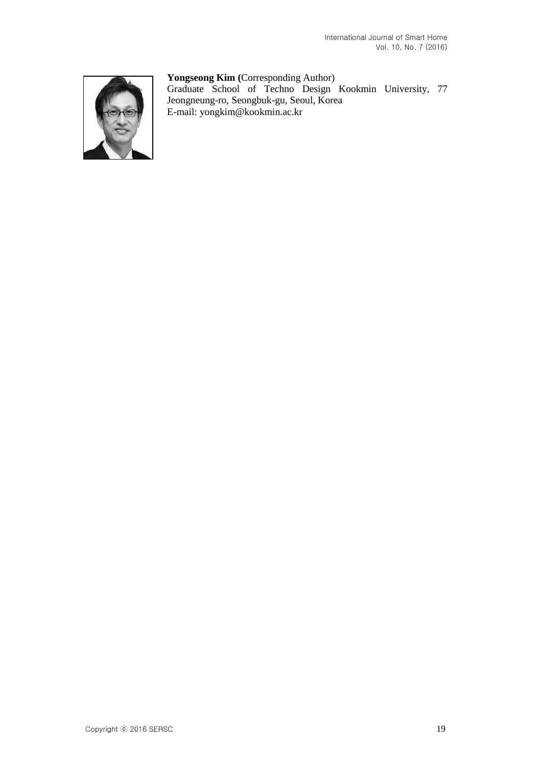**Yongseong Kim (**Corresponding Author)
Graduate School of Techno Design Kookmin University, 77 Jeongneung-ro, Seongbuk-gu, Seoul, Korea
E-mail: yongkim@kookmin.ac.kr